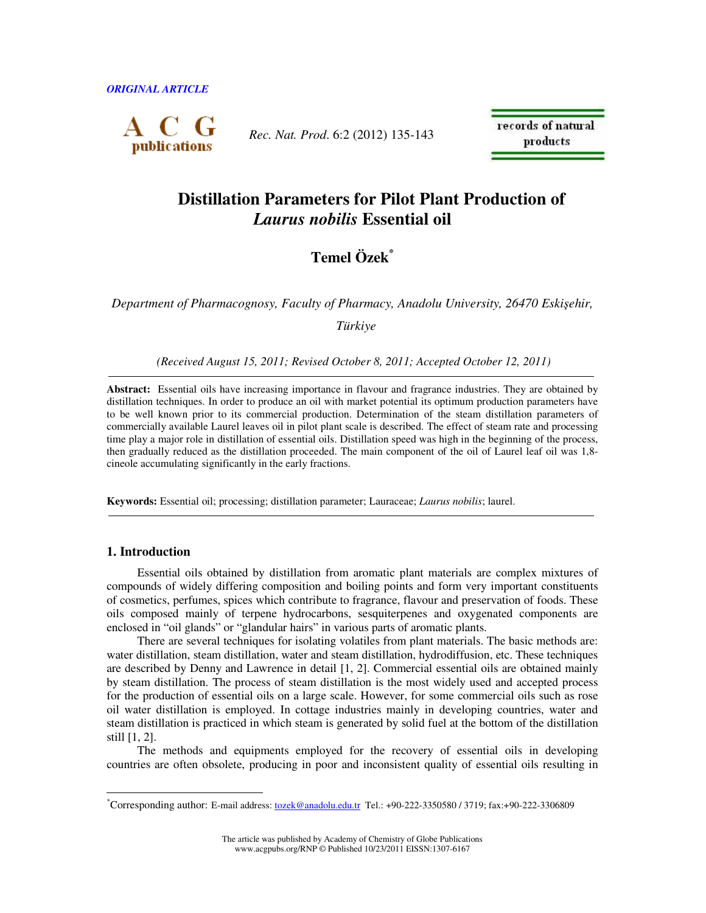*ORIGINAL ARTICLE*

# Distillation Parameters for Pilot Plant Production of *Laurus nobilis* Essential oil

**Temel Özek***

*Department of Pharmacognosy, Faculty of Pharmacy, Anadolu University, 26470 Eskişehir, Türkiye*

*(Received August 15, 2011; Revised October 8, 2011; Accepted October 12, 2011)*

**Abstract:** Essential oils have increasing importance in flavour and fragrance industries. They are obtained by distillation techniques. In order to produce an oil with market potential its optimum production parameters have to be well known prior to its commercial production. Determination of the steam distillation parameters of commercially available Laurel leaves oil in pilot plant scale is described. The effect of steam rate and processing time play a major role in distillation of essential oils. Distillation speed was high in the beginning of the process, then gradually reduced as the distillation proceeded. The main component of the oil of Laurel leaf oil was 1,8-cineole accumulating significantly in the early fractions.

**Keywords:** Essential oil; processing; distillation parameter; Lauraceae; *Laurus nobilis*; laurel.

## 1. Introduction

Essential oils obtained by distillation from aromatic plant materials are complex mixtures of compounds of widely differing composition and boiling points and form very important constituents of cosmetics, perfumes, spices which contribute to fragrance, flavour and preservation of foods. These oils composed mainly of terpene hydrocarbons, sesquiterpenes and oxygenated components are enclosed in "oil glands" or "glandular hairs" in various parts of aromatic plants.

There are several techniques for isolating volatiles from plant materials. The basic methods are: water distillation, steam distillation, water and steam distillation, hydrodiffusion, etc. These techniques are described by Denny and Lawrence in detail [1, 2]. Commercial essential oils are obtained mainly by steam distillation. The process of steam distillation is the most widely used and accepted process for the production of essential oils on a large scale. However, for some commercial oils such as rose oil water distillation is employed. In cottage industries mainly in developing countries, water and steam distillation is practiced in which steam is generated by solid fuel at the bottom of the distillation still [1, 2].

The methods and equipments employed for the recovery of essential oils in developing countries are often obsolete, producing in poor and inconsistent quality of essential oils resulting in

---

*Corresponding author: E-mail address: tozek@anadolu.edu.tr Tel.: +90-222-3350580 / 3719; fax:+90-222-3306809

The article was published by Academy of Chemistry of Globe Publications
www.acgpubs.org/RNP © Published 10/23/2011 EISSN:1307-6167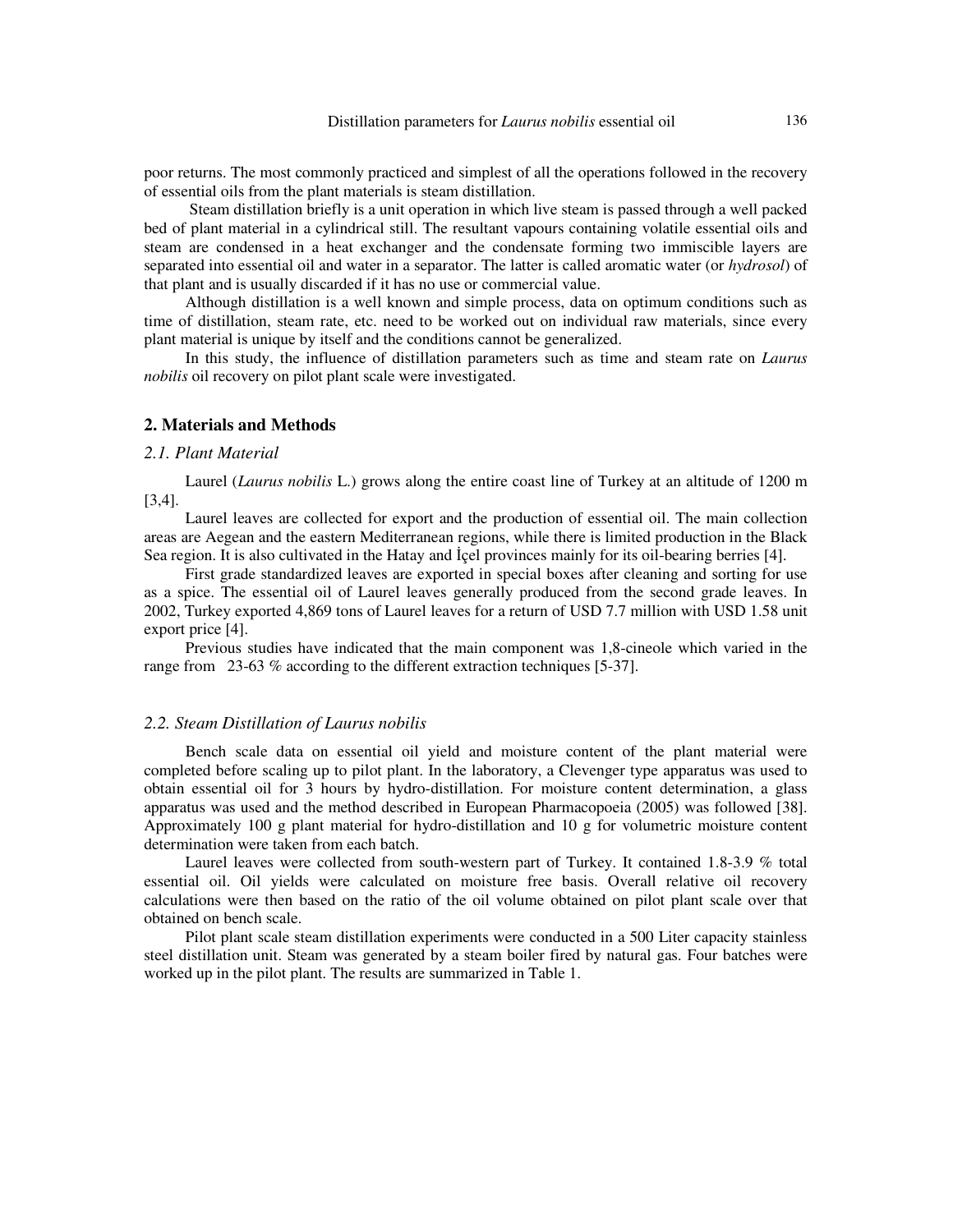poor returns. The most commonly practiced and simplest of all the operations followed in the recovery of essential oils from the plant materials is steam distillation.

Steam distillation briefly is a unit operation in which live steam is passed through a well packed bed of plant material in a cylindrical still. The resultant vapours containing volatile essential oils and steam are condensed in a heat exchanger and the condensate forming two immiscible layers are separated into essential oil and water in a separator. The latter is called aromatic water (or *hydrosol*) of that plant and is usually discarded if it has no use or commercial value.

Although distillation is a well known and simple process, data on optimum conditions such as time of distillation, steam rate, etc. need to be worked out on individual raw materials, since every plant material is unique by itself and the conditions cannot be generalized.

In this study, the influence of distillation parameters such as time and steam rate on *Laurus nobilis* oil recovery on pilot plant scale were investigated.

## 2. Materials and Methods

### *2.1. Plant Material*

Laurel (*Laurus nobilis* L.) grows along the entire coast line of Turkey at an altitude of 1200 m [3,4].

Laurel leaves are collected for export and the production of essential oil. The main collection areas are Aegean and the eastern Mediterranean regions, while there is limited production in the Black Sea region. It is also cultivated in the Hatay and İçel provinces mainly for its oil-bearing berries [4].

First grade standardized leaves are exported in special boxes after cleaning and sorting for use as a spice. The essential oil of Laurel leaves generally produced from the second grade leaves. In 2002, Turkey exported 4,869 tons of Laurel leaves for a return of USD 7.7 million with USD 1.58 unit export price [4].

Previous studies have indicated that the main component was 1,8-cineole which varied in the range from 23-63 % according to the different extraction techniques [5-37].

### *2.2. Steam Distillation of Laurus nobilis*

Bench scale data on essential oil yield and moisture content of the plant material were completed before scaling up to pilot plant. In the laboratory, a Clevenger type apparatus was used to obtain essential oil for 3 hours by hydro-distillation. For moisture content determination, a glass apparatus was used and the method described in European Pharmacopoeia (2005) was followed [38]. Approximately 100 g plant material for hydro-distillation and 10 g for volumetric moisture content determination were taken from each batch.

Laurel leaves were collected from south-western part of Turkey. It contained 1.8-3.9 % total essential oil. Oil yields were calculated on moisture free basis. Overall relative oil recovery calculations were then based on the ratio of the oil volume obtained on pilot plant scale over that obtained on bench scale.

Pilot plant scale steam distillation experiments were conducted in a 500 Liter capacity stainless steel distillation unit. Steam was generated by a steam boiler fired by natural gas. Four batches were worked up in the pilot plant. The results are summarized in Table 1.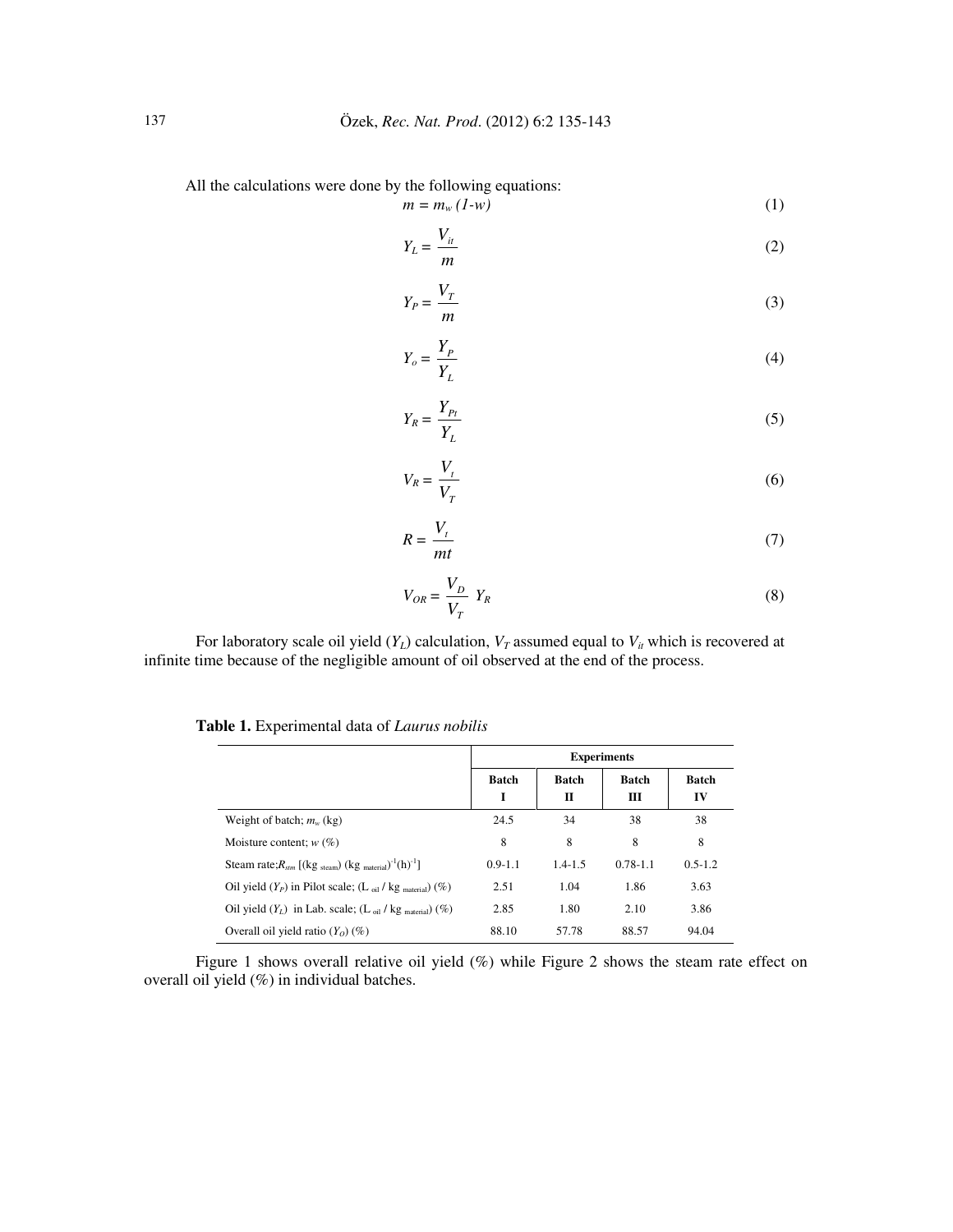All the calculations were done by the following equations:

$$m = m_w (1-w) \tag{1}$$

$$Y_L = \frac{V_{it}}{m} \tag{2}$$

$$Y_P = \frac{V_T}{m} \tag{3}$$

$$Y_o = \frac{Y_P}{Y_L} \tag{4}$$

$$Y_R = \frac{Y_{Pt}}{Y_L} \tag{5}$$

$$V_R = \frac{V_t}{V_T} \tag{6}$$

$$R = \frac{V_t}{mt} \tag{7}$$

$$V_{OR} = \frac{V_D}{V_T} Y_R \tag{8}$$

For laboratory scale oil yield ($Y_L$) calculation, $V_T$ assumed equal to $V_{it}$ which is recovered at infinite time because of the negligible amount of oil observed at the end of the process.

**Table 1.** Experimental data of *Laurus nobilis*

| | Experiments | | | |
|---|---|---|---|---|
| | **Batch I** | **Batch II** | **Batch III** | **Batch IV** |
| Weight of batch; $m_w$ (kg) | 24.5 | 34 | 38 | 38 |
| Moisture content; $w$ (%) | 8 | 8 | 8 | 8 |
| Steam rate; $R_{stm}$ [$(\text{kg}_{\text{steam}})(\text{kg}_{\text{material}})^{-1}(\text{h})^{-1}$] | 0.9-1.1 | 1.4-1.5 | 0.78-1.1 | 0.5-1.2 |
| Oil yield ($Y_P$) in Pilot scale; ($\text{L}_{\text{oil}}$ / $\text{kg}_{\text{material}}$) (%) | 2.51 | 1.04 | 1.86 | 3.63 |
| Oil yield ($Y_L$) in Lab. scale; ($\text{L}_{\text{oil}}$ / $\text{kg}_{\text{material}}$) (%) | 2.85 | 1.80 | 2.10 | 3.86 |
| Overall oil yield ratio ($Y_O$) (%) | 88.10 | 57.78 | 88.57 | 94.04 |

Figure 1 shows overall relative oil yield (%) while Figure 2 shows the steam rate effect on overall oil yield (%) in individual batches.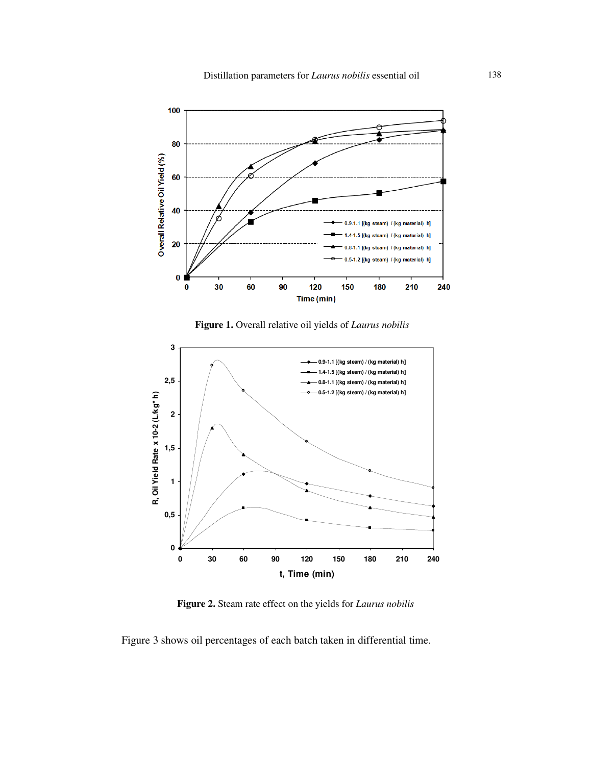**Figure 1.** Overall relative oil yields of *Laurus nobilis*

**Figure 2.** Steam rate effect on the yields for *Laurus nobilis*

Figure 3 shows oil percentages of each batch taken in differential time.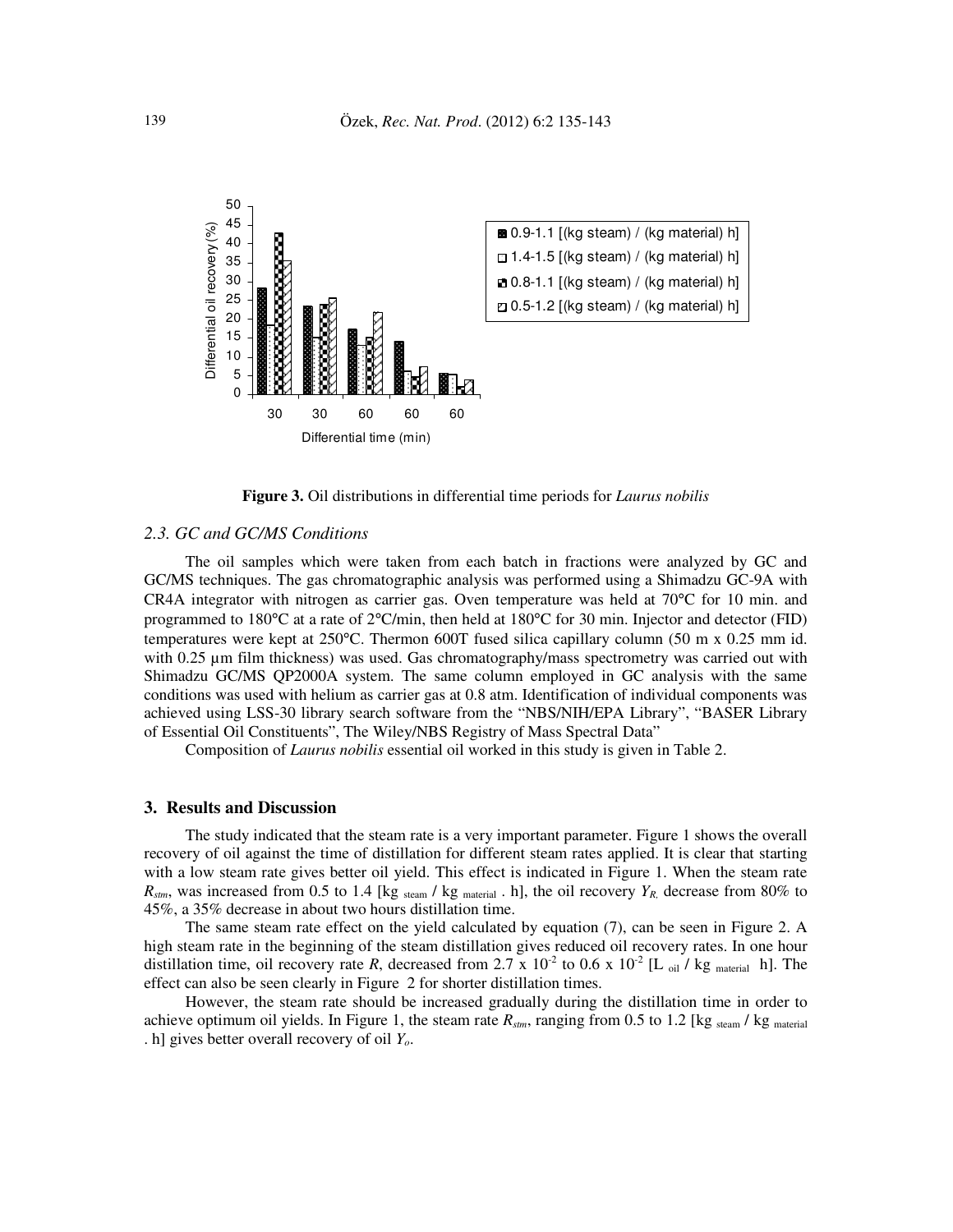**Figure 3.** Oil distributions in differential time periods for *Laurus nobilis*

### *2.3. GC and GC/MS Conditions*

The oil samples which were taken from each batch in fractions were analyzed by GC and GC/MS techniques. The gas chromatographic analysis was performed using a Shimadzu GC-9A with CR4A integrator with nitrogen as carrier gas. Oven temperature was held at 70°C for 10 min. and programmed to 180°C at a rate of 2°C/min, then held at 180°C for 30 min. Injector and detector (FID) temperatures were kept at 250°C. Thermon 600T fused silica capillary column (50 m x 0.25 mm id. with 0.25 µm film thickness) was used. Gas chromatography/mass spectrometry was carried out with Shimadzu GC/MS QP2000A system. The same column employed in GC analysis with the same conditions was used with helium as carrier gas at 0.8 atm. Identification of individual components was achieved using LSS-30 library search software from the "NBS/NIH/EPA Library", "BASER Library of Essential Oil Constituents", The Wiley/NBS Registry of Mass Spectral Data"

Composition of *Laurus nobilis* essential oil worked in this study is given in Table 2.

## 3. Results and Discussion

The study indicated that the steam rate is a very important parameter. Figure 1 shows the overall recovery of oil against the time of distillation for different steam rates applied. It is clear that starting with a low steam rate gives better oil yield. This effect is indicated in Figure 1. When the steam rate $R_{stm}$, was increased from 0.5 to 1.4 [kg $_{steam}$ / kg $_{material}$ . h], the oil recovery $Y_R$, decrease from 80% to 45%, a 35% decrease in about two hours distillation time.

The same steam rate effect on the yield calculated by equation (7), can be seen in Figure 2. A high steam rate in the beginning of the steam distillation gives reduced oil recovery rates. In one hour distillation time, oil recovery rate $R$, decreased from 2.7 x $10^{-2}$ to 0.6 x $10^{-2}$ [L $_{oil}$ / kg $_{material}$ h]. The effect can also be seen clearly in Figure 2 for shorter distillation times.

However, the steam rate should be increased gradually during the distillation time in order to achieve optimum oil yields. In Figure 1, the steam rate $R_{stm}$, ranging from 0.5 to 1.2 [kg $_{steam}$ / kg $_{material}$ . h] gives better overall recovery of oil $Y_o$.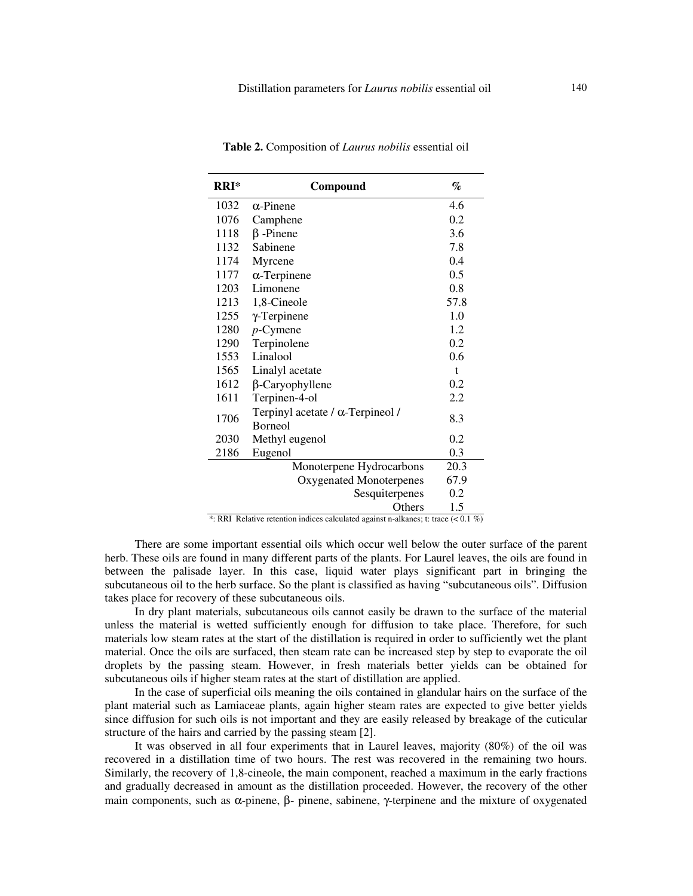**Table 2.** Composition of *Laurus nobilis* essential oil

| RRI* | Compound | % |
|---|---|---|
| 1032 | α-Pinene | 4.6 |
| 1076 | Camphene | 0.2 |
| 1118 | β -Pinene | 3.6 |
| 1132 | Sabinene | 7.8 |
| 1174 | Myrcene | 0.4 |
| 1177 | α-Terpinene | 0.5 |
| 1203 | Limonene | 0.8 |
| 1213 | 1,8-Cineole | 57.8 |
| 1255 | γ-Terpinene | 1.0 |
| 1280 | *p*-Cymene | 1.2 |
| 1290 | Terpinolene | 0.2 |
| 1553 | Linalool | 0.6 |
| 1565 | Linalyl acetate | t |
| 1612 | β-Caryophyllene | 0.2 |
| 1611 | Terpinen-4-ol | 2.2 |
| 1706 | Terpinyl acetate / α-Terpineol / Borneol | 8.3 |
| 2030 | Methyl eugenol | 0.2 |
| 2186 | Eugenol | 0.3 |
| | Monoterpene Hydrocarbons | 20.3 |
| | Oxygenated Monoterpenes | 67.9 |
| | Sesquiterpenes | 0.2 |
| | Others | 1.5 |

*: RRI Relative retention indices calculated against n-alkanes; t: trace (< 0.1 %)

There are some important essential oils which occur well below the outer surface of the parent herb. These oils are found in many different parts of the plants. For Laurel leaves, the oils are found in between the palisade layer. In this case, liquid water plays significant part in bringing the subcutaneous oil to the herb surface. So the plant is classified as having "subcutaneous oils". Diffusion takes place for recovery of these subcutaneous oils.

In dry plant materials, subcutaneous oils cannot easily be drawn to the surface of the material unless the material is wetted sufficiently enough for diffusion to take place. Therefore, for such materials low steam rates at the start of the distillation is required in order to sufficiently wet the plant material. Once the oils are surfaced, then steam rate can be increased step by step to evaporate the oil droplets by the passing steam. However, in fresh materials better yields can be obtained for subcutaneous oils if higher steam rates at the start of distillation are applied.

In the case of superficial oils meaning the oils contained in glandular hairs on the surface of the plant material such as Lamiaceae plants, again higher steam rates are expected to give better yields since diffusion for such oils is not important and they are easily released by breakage of the cuticular structure of the hairs and carried by the passing steam [2].

It was observed in all four experiments that in Laurel leaves, majority (80%) of the oil was recovered in a distillation time of two hours. The rest was recovered in the remaining two hours. Similarly, the recovery of 1,8-cineole, the main component, reached a maximum in the early fractions and gradually decreased in amount as the distillation proceeded. However, the recovery of the other main components, such as α-pinene, β- pinene, sabinene, γ-terpinene and the mixture of oxygenated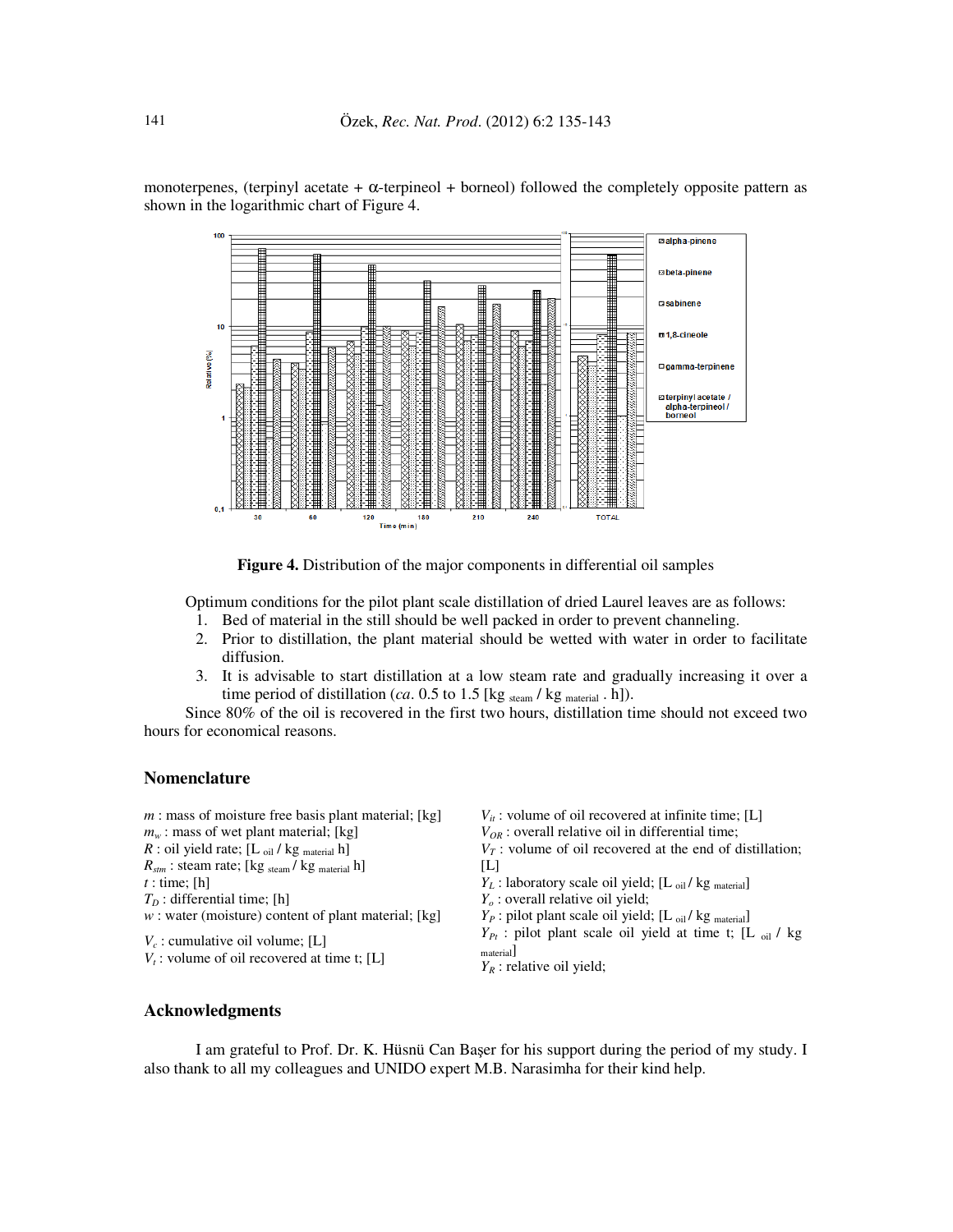monoterpenes, (terpinyl acetate + α-terpineol + borneol) followed the completely opposite pattern as shown in the logarithmic chart of Figure 4.

**Figure 4.** Distribution of the major components in differential oil samples

Optimum conditions for the pilot plant scale distillation of dried Laurel leaves are as follows:

1. Bed of material in the still should be well packed in order to prevent channeling.
2. Prior to distillation, the plant material should be wetted with water in order to facilitate diffusion.
3. It is advisable to start distillation at a low steam rate and gradually increasing it over a time period of distillation (*ca*. 0.5 to 1.5 [kg $_{steam}$ / kg $_{material}$ . h]).

Since 80% of the oil is recovered in the first two hours, distillation time should not exceed two hours for economical reasons.

## Nomenclature

$m$ : mass of moisture free basis plant material; [kg]
$m_w$ : mass of wet plant material; [kg]
$R$ : oil yield rate; [L $_{oil}$ / kg $_{material}$ h]
$R_{stm}$ : steam rate; [kg $_{steam}$ / kg $_{material}$ h]
$t$ : time; [h]
$T_D$ : differential time; [h]
$w$ : water (moisture) content of plant material; [kg]
$V_c$ : cumulative oil volume; [L]
$V_t$ : volume of oil recovered at time t; [L]
$V_{it}$ : volume of oil recovered at infinite time; [L]
$V_{OR}$ : overall relative oil in differential time;
$V_T$ : volume of oil recovered at the end of distillation; [L]
$Y_L$ : laboratory scale oil yield; [L $_{oil}$ / kg $_{material}$]
$Y_o$ : overall relative oil yield;
$Y_P$ : pilot plant scale oil yield; [L $_{oil}$ / kg $_{material}$]
$Y_{Pt}$ : pilot plant scale oil yield at time t; [L $_{oil}$ / kg $_{material}$]
$Y_R$ : relative oil yield;

## Acknowledgments

I am grateful to Prof. Dr. K. Hüsnü Can Başer for his support during the period of my study. I also thank to all my colleagues and UNIDO expert M.B. Narasimha for their kind help.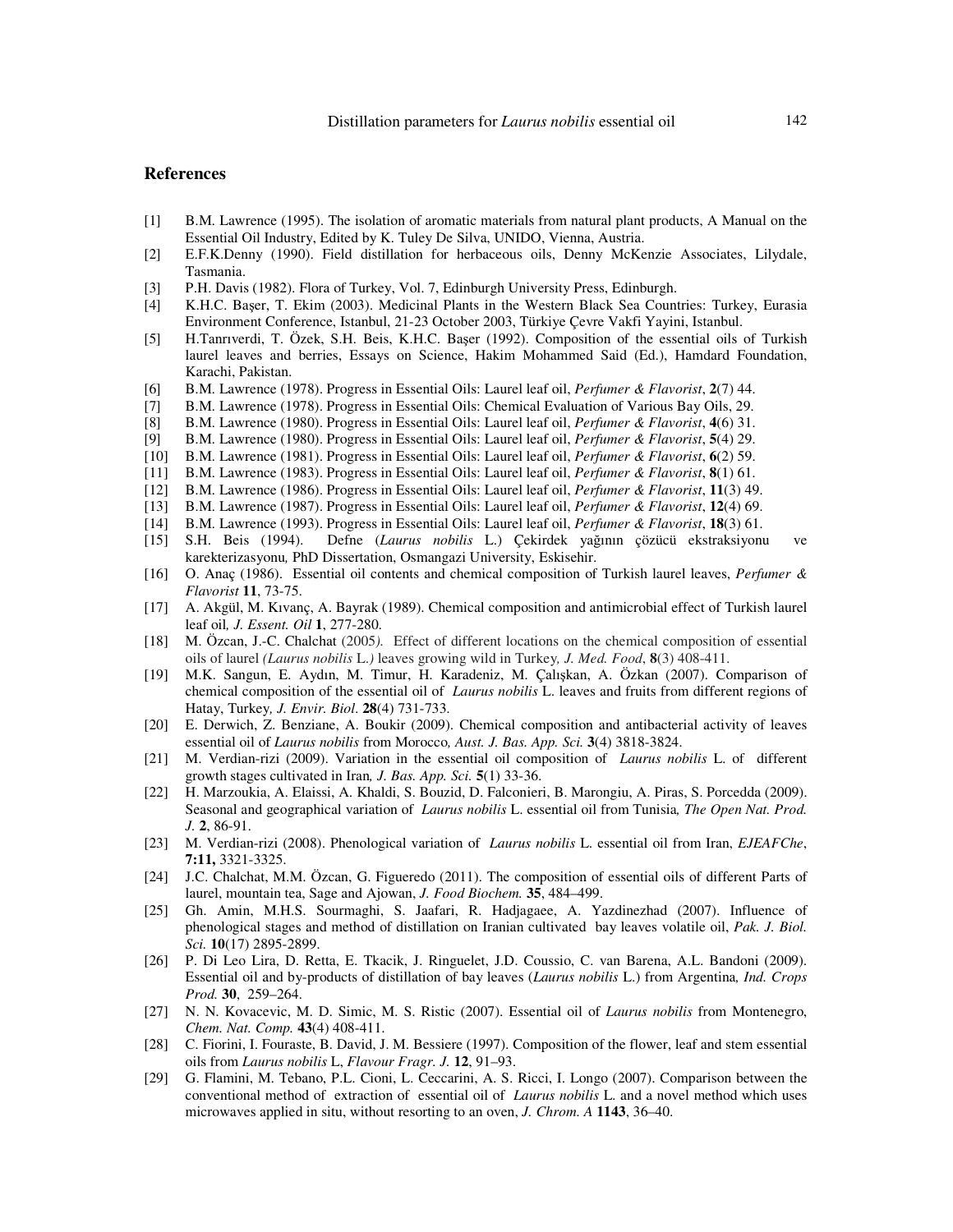## References

[1] B.M. Lawrence (1995). The isolation of aromatic materials from natural plant products, A Manual on the Essential Oil Industry, Edited by K. Tuley De Silva, UNIDO, Vienna, Austria.

[2] E.F.K.Denny (1990). Field distillation for herbaceous oils, Denny McKenzie Associates, Lilydale, Tasmania.

[3] P.H. Davis (1982). Flora of Turkey, Vol. 7, Edinburgh University Press, Edinburgh.

[4] K.H.C. Başer, T. Ekim (2003). Medicinal Plants in the Western Black Sea Countries: Turkey, Eurasia Environment Conference, Istanbul, 21-23 October 2003, Türkiye Çevre Vakfi Yayini, Istanbul.

[5] H.Tanrıverdi, T. Özek, S.H. Beis, K.H.C. Başer (1992). Composition of the essential oils of Turkish laurel leaves and berries, Essays on Science, Hakim Mohammed Said (Ed.), Hamdard Foundation, Karachi, Pakistan.

[6] B.M. Lawrence (1978). Progress in Essential Oils: Laurel leaf oil, *Perfumer & Flavorist*, **2**(7) 44.

[7] B.M. Lawrence (1978). Progress in Essential Oils: Chemical Evaluation of Various Bay Oils, 29.

[8] B.M. Lawrence (1980). Progress in Essential Oils: Laurel leaf oil, *Perfumer & Flavorist*, **4**(6) 31.

[9] B.M. Lawrence (1980). Progress in Essential Oils: Laurel leaf oil, *Perfumer & Flavorist*, **5**(4) 29.

[10] B.M. Lawrence (1981). Progress in Essential Oils: Laurel leaf oil, *Perfumer & Flavorist*, **6**(2) 59.

[11] B.M. Lawrence (1983). Progress in Essential Oils: Laurel leaf oil, *Perfumer & Flavorist*, **8**(1) 61.

[12] B.M. Lawrence (1986). Progress in Essential Oils: Laurel leaf oil, *Perfumer & Flavorist*, **11**(3) 49.

[13] B.M. Lawrence (1987). Progress in Essential Oils: Laurel leaf oil, *Perfumer & Flavorist*, **12**(4) 69.

[14] B.M. Lawrence (1993). Progress in Essential Oils: Laurel leaf oil, *Perfumer & Flavorist*, **18**(3) 61.

[15] S.H. Beis (1994). Defne (*Laurus nobilis* L.) Çekirdek yağının çözücü ekstraksiyonu ve karekterizasyonu, PhD Dissertation, Osmangazi University, Eskisehir.

[16] O. Anaç (1986). Essential oil contents and chemical composition of Turkish laurel leaves, *Perfumer & Flavorist* **11**, 73-75.

[17] A. Akgül, M. Kıvanç, A. Bayrak (1989). Chemical composition and antimicrobial effect of Turkish laurel leaf oil*, J. Essent. Oil* **1**, 277-280.

[18] M. Özcan, J.-C. Chalchat (2005*).* Effect of different locations on the chemical composition of essential oils of laurel *(Laurus nobilis* L.*)* leaves growing wild in Turkey*, J. Med. Food*, **8**(3) 408-411.

[19] M.K. Sangun, E. Aydın, M. Timur, H. Karadeniz, M. Çalışkan, A. Özkan (2007). Comparison of chemical composition of the essential oil of *Laurus nobilis* L. leaves and fruits from different regions of Hatay, Turkey*, J. Envir. Biol*. **28**(4) 731-733.

[20] E. Derwich, Z. Benziane, A. Boukir (2009). Chemical composition and antibacterial activity of leaves essential oil of *Laurus nobilis* from Morocco*, Aust. J. Bas. App. Sci.* **3**(4) 3818-3824.

[21] M. Verdian-rizi (2009). Variation in the essential oil composition of *Laurus nobilis* L. of different growth stages cultivated in Iran*, J. Bas. App. Sci.* **5**(1) 33-36.

[22] H. Marzoukia, A. Elaissi, A. Khaldi, S. Bouzid, D. Falconieri, B. Marongiu, A. Piras, S. Porcedda (2009). Seasonal and geographical variation of *Laurus nobilis* L. essential oil from Tunisia*, The Open Nat. Prod. J.* **2**, 86-91.

[23] M. Verdian-rizi (2008). Phenological variation of *Laurus nobilis* L. essential oil from Iran, *EJEAFChe*, **7:11,** 3321-3325.

[24] J.C. Chalchat, M.M. Özcan, G. Figueredo (2011). The composition of essential oils of different Parts of laurel, mountain tea, Sage and Ajowan, *J. Food Biochem.* **35**, 484–499.

[25] Gh. Amin, M.H.S. Sourmaghi, S. Jaafari, R. Hadjagaee, A. Yazdinezhad (2007). Influence of phenological stages and method of distillation on Iranian cultivated bay leaves volatile oil, *Pak. J. Biol. Sci.* **10**(17) 2895-2899.

[26] P. Di Leo Lira, D. Retta, E. Tkacik, J. Ringuelet, J.D. Coussio, C. van Barena, A.L. Bandoni (2009). Essential oil and by-products of distillation of bay leaves (*Laurus nobilis* L.) from Argentina*, Ind. Crops Prod.* **30**, 259–264.

[27] N. N. Kovacevic, M. D. Simic, M. S. Ristic (2007). Essential oil of *Laurus nobilis* from Montenegro, *Chem. Nat. Comp.* **43**(4) 408-411.

[28] C. Fiorini, I. Fouraste, B. David, J. M. Bessiere (1997). Composition of the flower, leaf and stem essential oils from *Laurus nobilis* L, *Flavour Fragr. J.* **12**, 91–93.

[29] G. Flamini, M. Tebano, P.L. Cioni, L. Ceccarini, A. S. Ricci, I. Longo (2007). Comparison between the conventional method of extraction of essential oil of *Laurus nobilis* L. and a novel method which uses microwaves applied in situ, without resorting to an oven, *J. Chrom. A* **1143**, 36–40.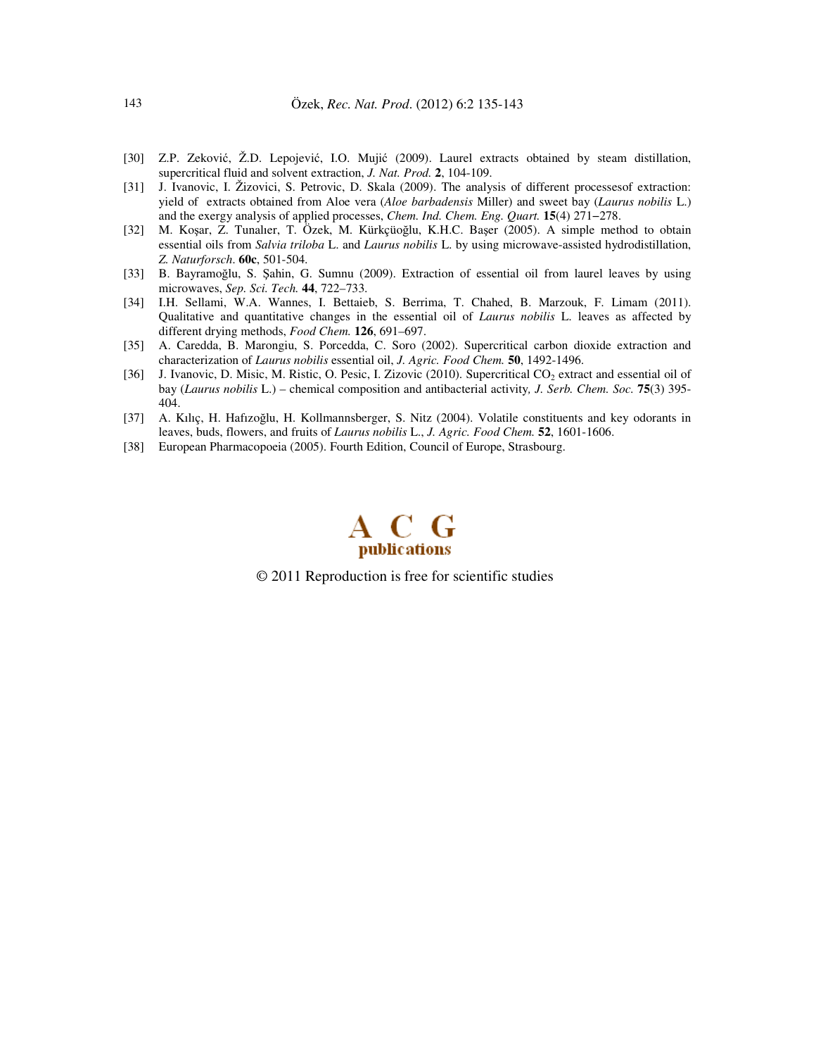[30] Z.P. Zeković, Ž.D. Lepojević, I.O. Mujić (2009). Laurel extracts obtained by steam distillation, supercritical fluid and solvent extraction, *J. Nat. Prod.* **2**, 104-109.

[31] J. Ivanovic, I. Žizovici, S. Petrovic, D. Skala (2009). The analysis of different processesof extraction: yield of extracts obtained from Aloe vera (*Aloe barbadensis* Miller) and sweet bay (*Laurus nobilis* L.) and the exergy analysis of applied processes, *Chem. Ind. Chem. Eng. Quart.* **15**(4) 271–278.

[32] M. Koşar, Z. Tunalıer, T. Özek, M. Kürkçüoğlu, K.H.C. Başer (2005). A simple method to obtain essential oils from *Salvia triloba* L. and *Laurus nobilis* L. by using microwave-assisted hydrodistillation, *Z. Naturforsch*. **60c**, 501-504.

[33] B. Bayramoğlu, S. Şahin, G. Sumnu (2009). Extraction of essential oil from laurel leaves by using microwaves, *Sep. Sci. Tech.* **44**, 722–733.

[34] I.H. Sellami, W.A. Wannes, I. Bettaieb, S. Berrima, T. Chahed, B. Marzouk, F. Limam (2011). Qualitative and quantitative changes in the essential oil of *Laurus nobilis* L. leaves as affected by different drying methods, *Food Chem.* **126**, 691–697.

[35] A. Caredda, B. Marongiu, S. Porcedda, C. Soro (2002). Supercritical carbon dioxide extraction and characterization of *Laurus nobilis* essential oil, *J. Agric. Food Chem.* **50**, 1492-1496.

[36] J. Ivanovic, D. Misic, M. Ristic, O. Pesic, I. Zizovic (2010). Supercritical $CO_2$ extract and essential oil of bay (*Laurus nobilis* L.) – chemical composition and antibacterial activity*, J. Serb. Chem. Soc.* **75**(3) 395-404.

[37] A. Kılıç, H. Hafızoğlu, H. Kollmannsberger, S. Nitz (2004). Volatile constituents and key odorants in leaves, buds, flowers, and fruits of *Laurus nobilis* L., *J. Agric. Food Chem.* **52**, 1601-1606.

[38] European Pharmacopoeia (2005). Fourth Edition, Council of Europe, Strasbourg.

A C G
publications

© 2011 Reproduction is free for scientific studies